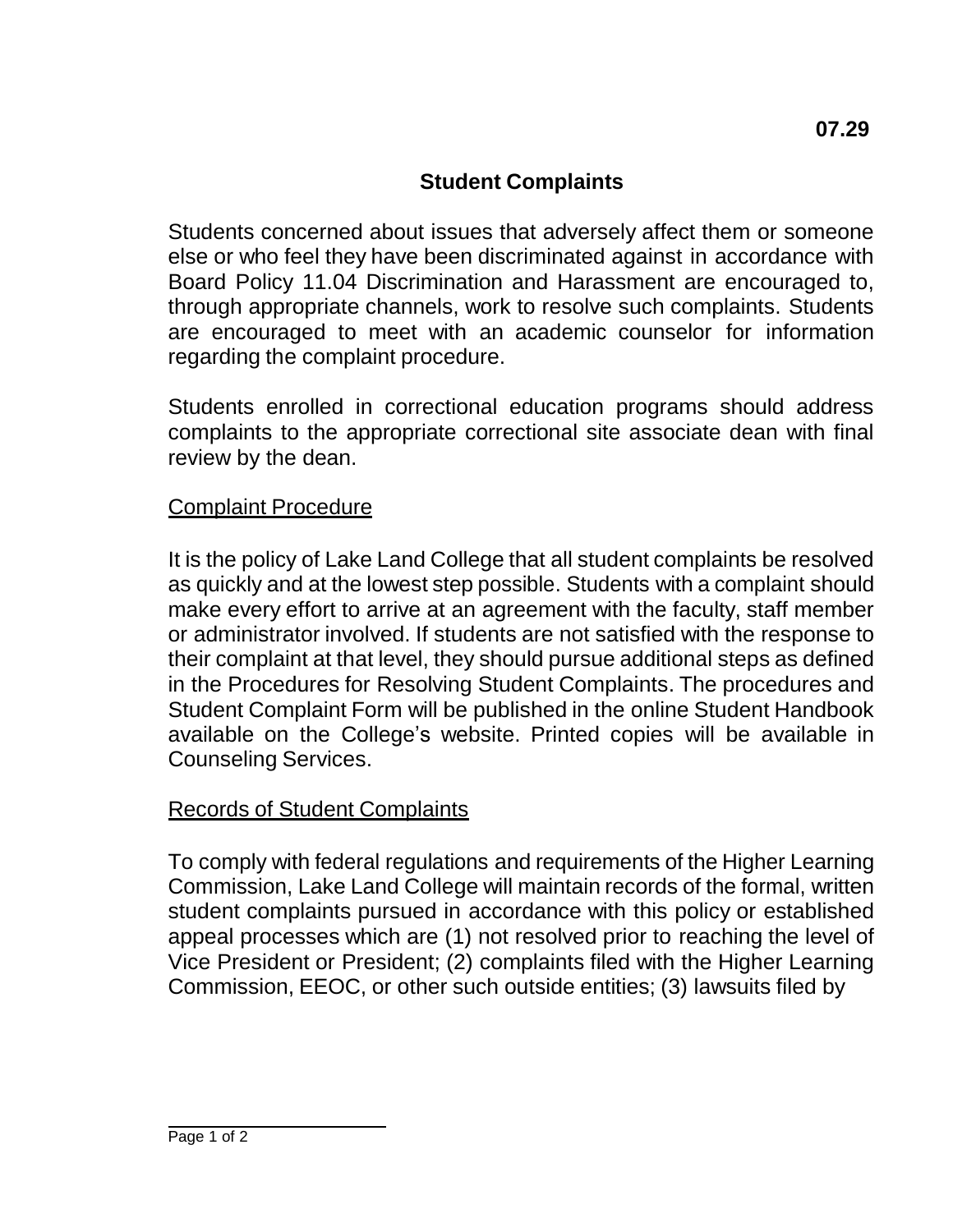**07.29**

# Student Complaints

Students concerned about issues that adversely affect them or someone else or who feel they have been discriminated against in accordance with Board Policy 11.04 Discrimination and Harassment are encouraged to, through appropriate channels, work to resolve such complaints. Students are encouraged to meet with an academic counselor for information regarding the complaint procedure.

Students enrolled in correctional education programs should address complaints to the appropriate correctional site associate dean with final review by the dean.

## Complaint Procedure

It is the policy of Lake Land College that all student complaints be resolved as quickly and at the lowest step possible. Students with a complaint should make every effort to arrive at an agreement with the faculty, staff member or administrator involved. If students are not satisfied with the response to their complaint at that level, they should pursue additional steps as defined in the Procedures for Resolving Student Complaints. The procedures and Student Complaint Form will be published in the online Student Handbook available on the College's website. Printed copies will be available in Counseling Services.

## Records of Student Complaints

To comply with federal regulations and requirements of the Higher Learning Commission, Lake Land College will maintain records of the formal, written student complaints pursued in accordance with this policy or established appeal processes which are (1) not resolved prior to reaching the level of Vice President or President; (2) complaints filed with the Higher Learning Commission, EEOC, or other such outside entities; (3) lawsuits filed by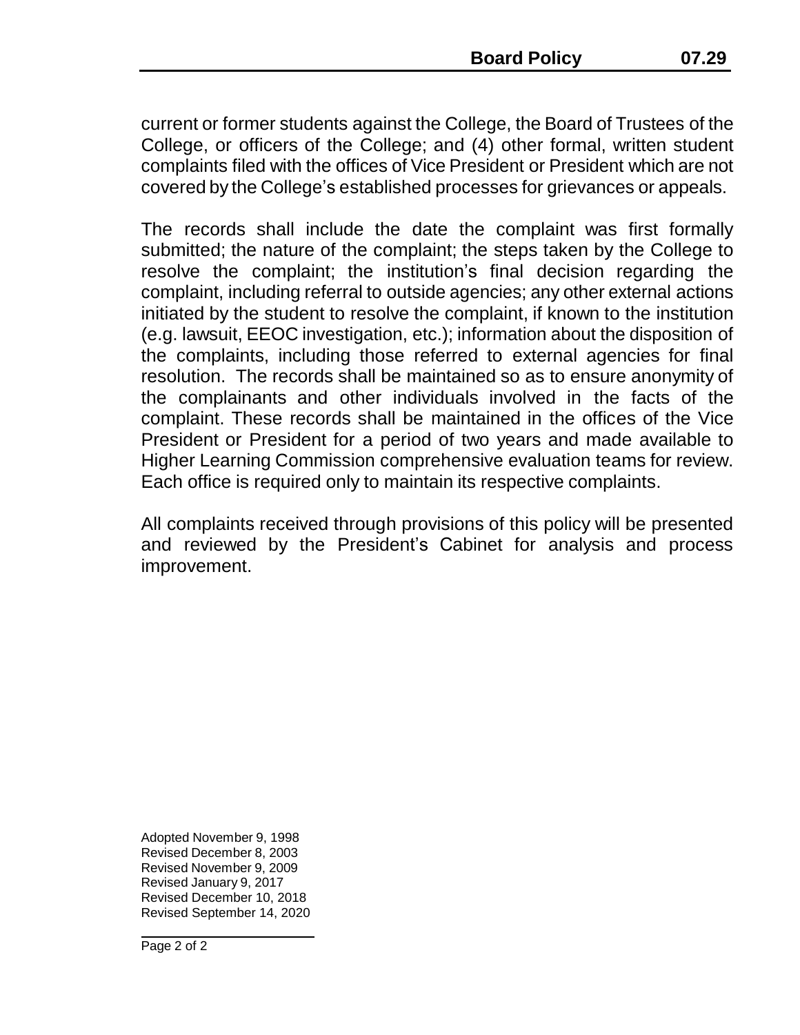current or former students against the College, the Board of Trustees of the College, or officers of the College; and (4) other formal, written student complaints filed with the offices of Vice President or President which are not covered by the College's established processes for grievances or appeals.

The records shall include the date the complaint was first formally submitted; the nature of the complaint; the steps taken by the College to resolve the complaint; the institution's final decision regarding the complaint, including referral to outside agencies; any other external actions initiated by the student to resolve the complaint, if known to the institution (e.g. lawsuit, EEOC investigation, etc.); information about the disposition of the complaints, including those referred to external agencies for final resolution. The records shall be maintained so as to ensure anonymity of the complainants and other individuals involved in the facts of the complaint. These records shall be maintained in the offices of the Vice President or President for a period of two years and made available to Higher Learning Commission comprehensive evaluation teams for review. Each office is required only to maintain its respective complaints.

All complaints received through provisions of this policy will be presented and reviewed by the President's Cabinet for analysis and process improvement.

Adopted November 9, 1998
Revised December 8, 2003
Revised November 9, 2009
Revised January 9, 2017
Revised December 10, 2018
Revised September 14, 2020